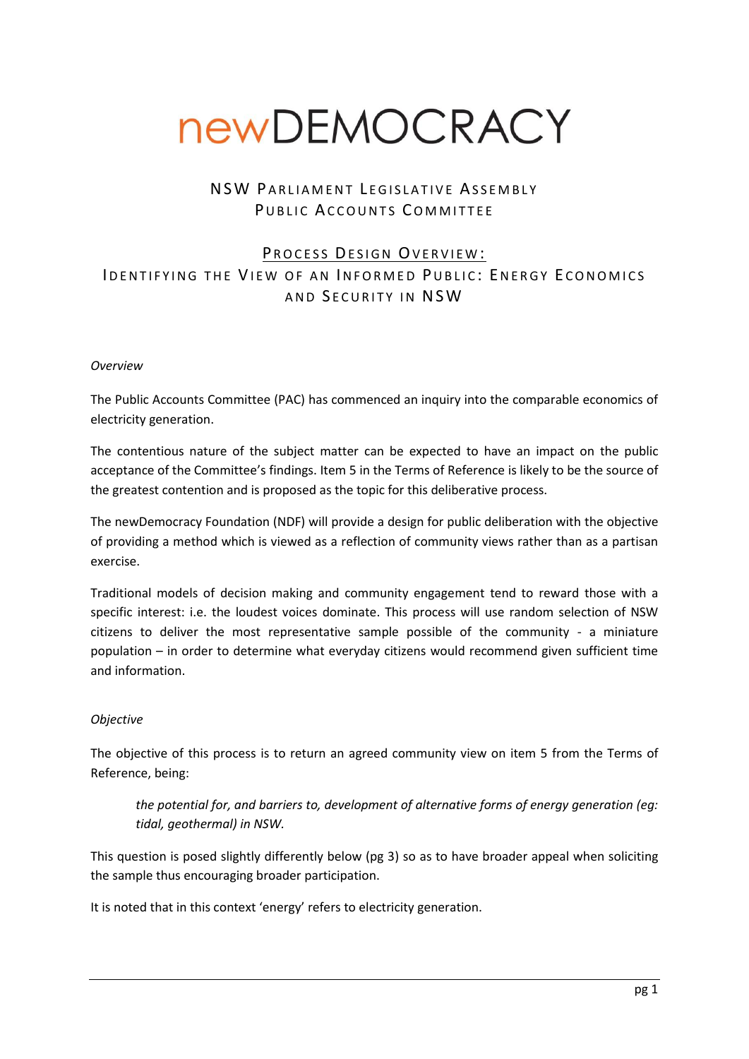# newDEMOCRACY

## NSW Parliament Legislative Assembly Public Accounts Committee

## Process Design Overview:

### Identifying the View of an Informed Public: Energy Economics and Security in NSW

*Overview*

The Public Accounts Committee (PAC) has commenced an inquiry into the comparable economics of electricity generation.

The contentious nature of the subject matter can be expected to have an impact on the public acceptance of the Committee's findings. Item 5 in the Terms of Reference is likely to be the source of the greatest contention and is proposed as the topic for this deliberative process.

The newDemocracy Foundation (NDF) will provide a design for public deliberation with the objective of providing a method which is viewed as a reflection of community views rather than as a partisan exercise.

Traditional models of decision making and community engagement tend to reward those with a specific interest: i.e. the loudest voices dominate. This process will use random selection of NSW citizens to deliver the most representative sample possible of the community - a miniature population – in order to determine what everyday citizens would recommend given sufficient time and information.

*Objective*

The objective of this process is to return an agreed community view on item 5 from the Terms of Reference, being:

> *the potential for, and barriers to, development of alternative forms of energy generation (eg: tidal, geothermal) in NSW.*

This question is posed slightly differently below (pg 3) so as to have broader appeal when soliciting the sample thus encouraging broader participation.

It is noted that in this context 'energy' refers to electricity generation.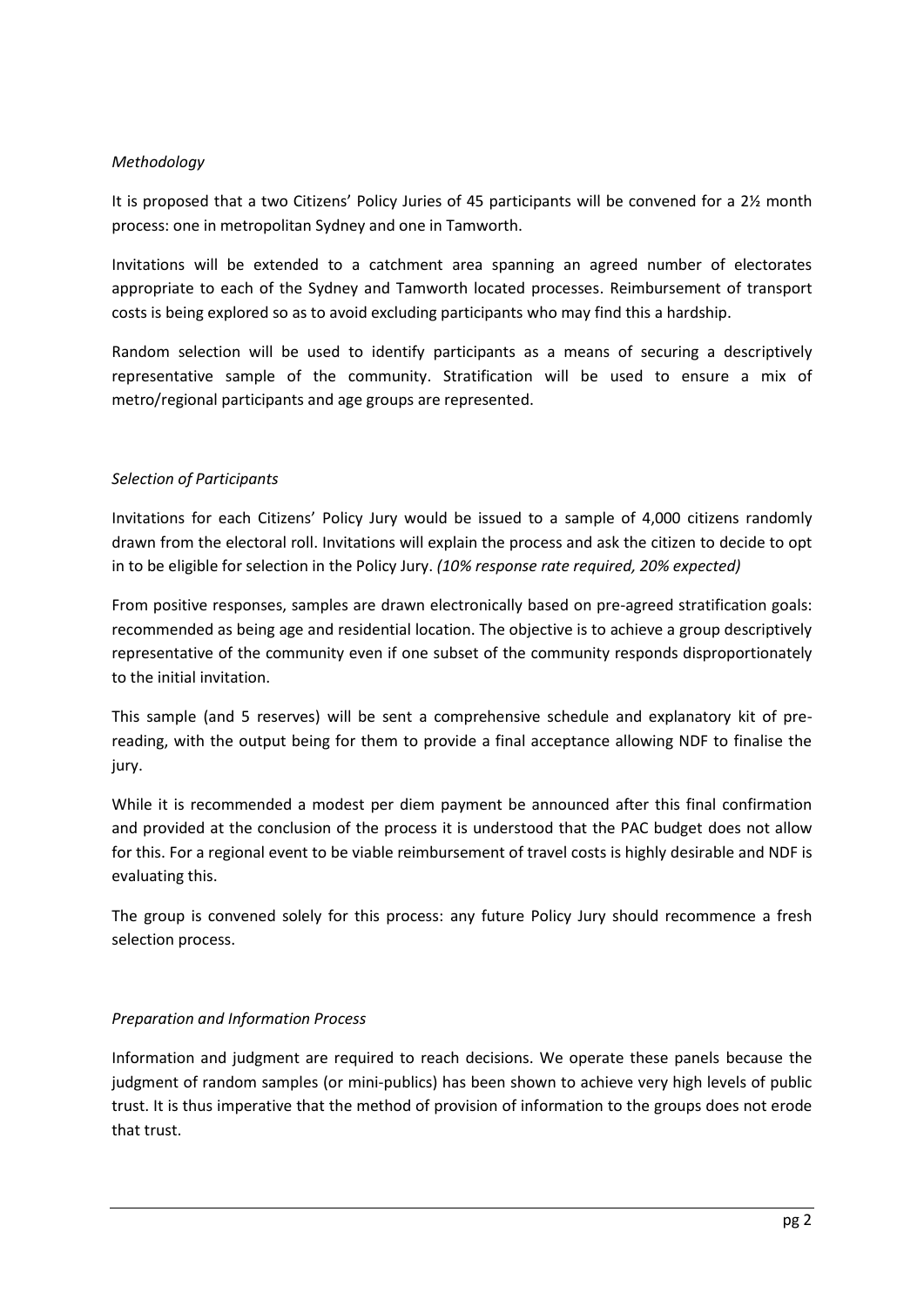*Methodology*

It is proposed that a two Citizens' Policy Juries of 45 participants will be convened for a 2½ month process: one in metropolitan Sydney and one in Tamworth.

Invitations will be extended to a catchment area spanning an agreed number of electorates appropriate to each of the Sydney and Tamworth located processes. Reimbursement of transport costs is being explored so as to avoid excluding participants who may find this a hardship.

Random selection will be used to identify participants as a means of securing a descriptively representative sample of the community. Stratification will be used to ensure a mix of metro/regional participants and age groups are represented.

*Selection of Participants*

Invitations for each Citizens' Policy Jury would be issued to a sample of 4,000 citizens randomly drawn from the electoral roll. Invitations will explain the process and ask the citizen to decide to opt in to be eligible for selection in the Policy Jury. *(10% response rate required, 20% expected)*

From positive responses, samples are drawn electronically based on pre-agreed stratification goals: recommended as being age and residential location. The objective is to achieve a group descriptively representative of the community even if one subset of the community responds disproportionately to the initial invitation.

This sample (and 5 reserves) will be sent a comprehensive schedule and explanatory kit of pre-reading, with the output being for them to provide a final acceptance allowing NDF to finalise the jury.

While it is recommended a modest per diem payment be announced after this final confirmation and provided at the conclusion of the process it is understood that the PAC budget does not allow for this. For a regional event to be viable reimbursement of travel costs is highly desirable and NDF is evaluating this.

The group is convened solely for this process: any future Policy Jury should recommence a fresh selection process.

*Preparation and Information Process*

Information and judgment are required to reach decisions. We operate these panels because the judgment of random samples (or mini-publics) has been shown to achieve very high levels of public trust. It is thus imperative that the method of provision of information to the groups does not erode that trust.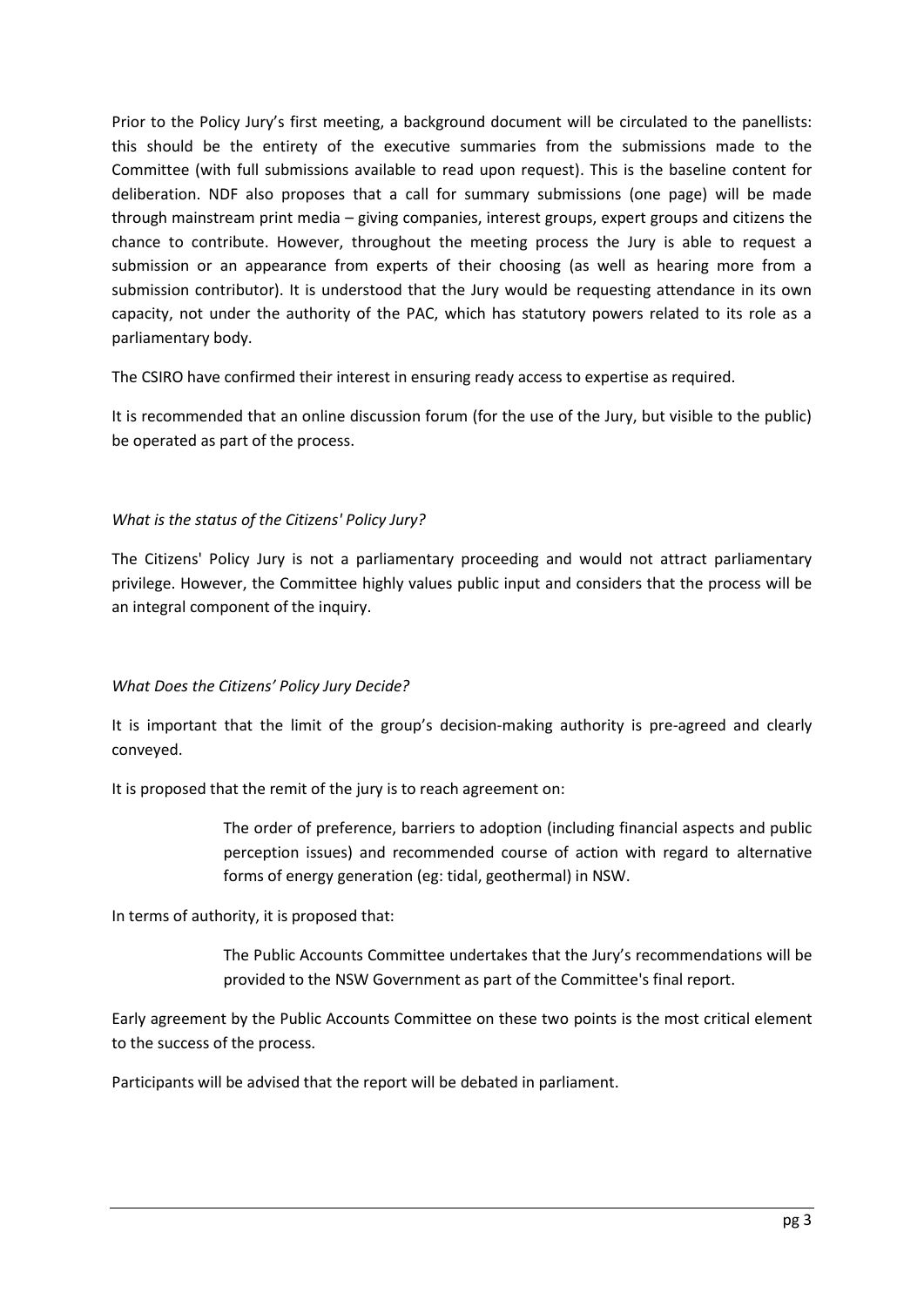Prior to the Policy Jury's first meeting, a background document will be circulated to the panellists: this should be the entirety of the executive summaries from the submissions made to the Committee (with full submissions available to read upon request). This is the baseline content for deliberation. NDF also proposes that a call for summary submissions (one page) will be made through mainstream print media – giving companies, interest groups, expert groups and citizens the chance to contribute. However, throughout the meeting process the Jury is able to request a submission or an appearance from experts of their choosing (as well as hearing more from a submission contributor). It is understood that the Jury would be requesting attendance in its own capacity, not under the authority of the PAC, which has statutory powers related to its role as a parliamentary body.

The CSIRO have confirmed their interest in ensuring ready access to expertise as required.

It is recommended that an online discussion forum (for the use of the Jury, but visible to the public) be operated as part of the process.

*What is the status of the Citizens' Policy Jury?*

The Citizens' Policy Jury is not a parliamentary proceeding and would not attract parliamentary privilege. However, the Committee highly values public input and considers that the process will be an integral component of the inquiry.

*What Does the Citizens' Policy Jury Decide?*

It is important that the limit of the group's decision-making authority is pre-agreed and clearly conveyed.

It is proposed that the remit of the jury is to reach agreement on:

> The order of preference, barriers to adoption (including financial aspects and public perception issues) and recommended course of action with regard to alternative forms of energy generation (eg: tidal, geothermal) in NSW.

In terms of authority, it is proposed that:

> The Public Accounts Committee undertakes that the Jury's recommendations will be provided to the NSW Government as part of the Committee's final report.

Early agreement by the Public Accounts Committee on these two points is the most critical element to the success of the process.

Participants will be advised that the report will be debated in parliament.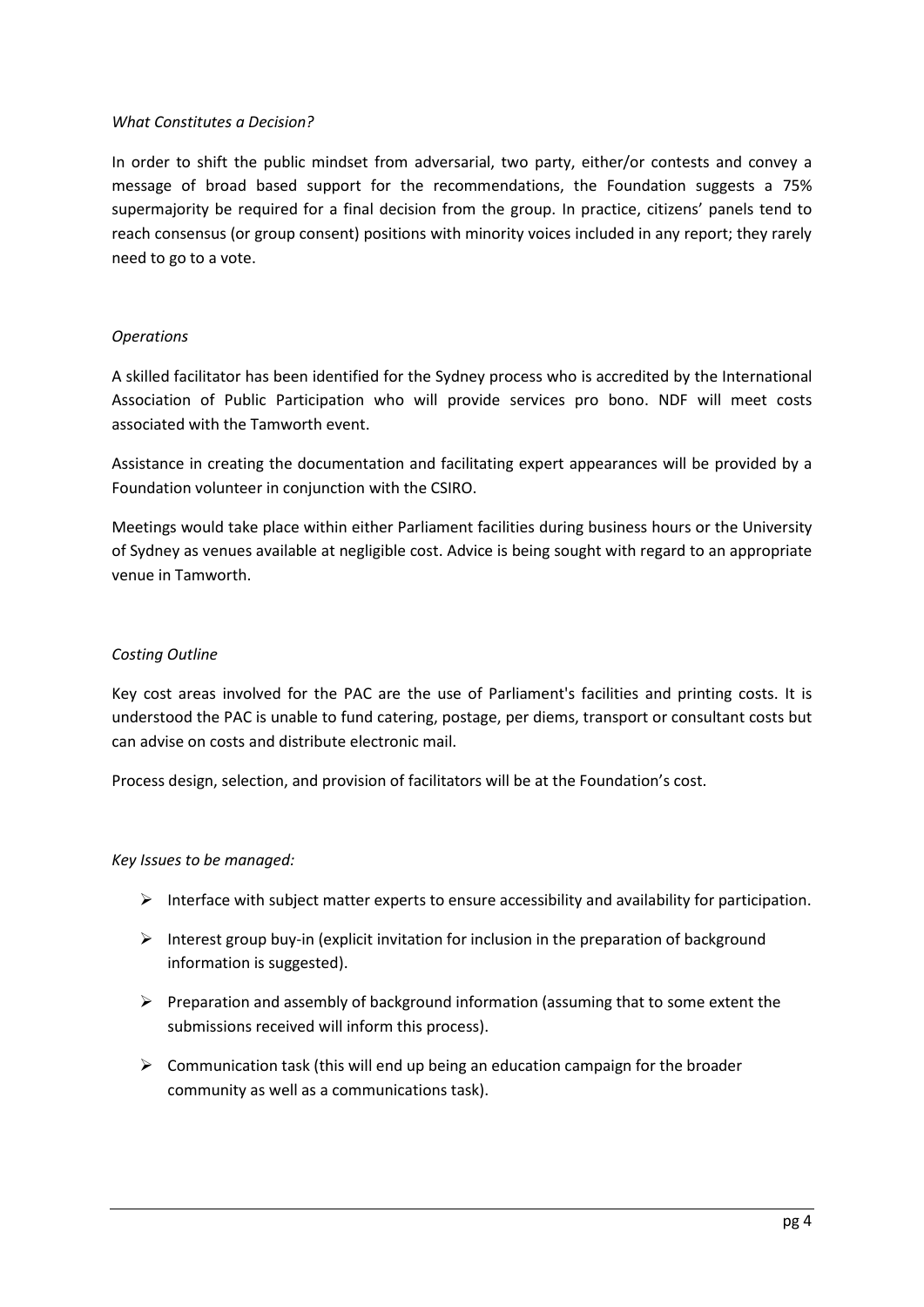*What Constitutes a Decision?*

In order to shift the public mindset from adversarial, two party, either/or contests and convey a message of broad based support for the recommendations, the Foundation suggests a 75% supermajority be required for a final decision from the group. In practice, citizens' panels tend to reach consensus (or group consent) positions with minority voices included in any report; they rarely need to go to a vote.

*Operations*

A skilled facilitator has been identified for the Sydney process who is accredited by the International Association of Public Participation who will provide services pro bono. NDF will meet costs associated with the Tamworth event.

Assistance in creating the documentation and facilitating expert appearances will be provided by a Foundation volunteer in conjunction with the CSIRO.

Meetings would take place within either Parliament facilities during business hours or the University of Sydney as venues available at negligible cost. Advice is being sought with regard to an appropriate venue in Tamworth.

*Costing Outline*

Key cost areas involved for the PAC are the use of Parliament's facilities and printing costs. It is understood the PAC is unable to fund catering, postage, per diems, transport or consultant costs but can advise on costs and distribute electronic mail.

Process design, selection, and provision of facilitators will be at the Foundation's cost.

*Key Issues to be managed:*

- Interface with subject matter experts to ensure accessibility and availability for participation.
- Interest group buy-in (explicit invitation for inclusion in the preparation of background information is suggested).
- Preparation and assembly of background information (assuming that to some extent the submissions received will inform this process).
- Communication task (this will end up being an education campaign for the broader community as well as a communications task).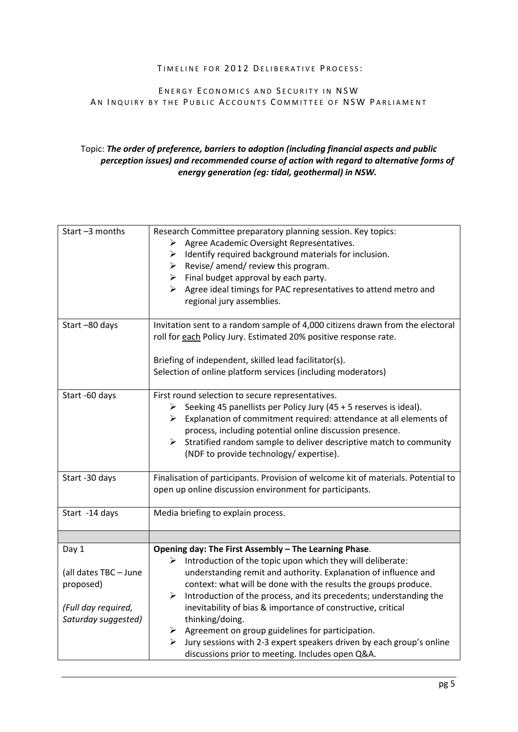TIMELINE FOR 2012 DELIBERATIVE PROCESS:

ENERGY ECONOMICS AND SECURITY IN NSW
AN INQUIRY BY THE PUBLIC ACCOUNTS COMMITTEE OF NSW PARLIAMENT

Topic: ***The order of preference, barriers to adoption (including financial aspects and public perception issues) and recommended course of action with regard to alternative forms of energy generation (eg: tidal, geothermal) in NSW.***

| | |
|---|---|
| Start –3 months | Research Committee preparatory planning session. Key topics:<br>➢ Agree Academic Oversight Representatives.<br>➢ Identify required background materials for inclusion.<br>➢ Revise/ amend/ review this program.<br>➢ Final budget approval by each party.<br>➢ Agree ideal timings for PAC representatives to attend metro and regional jury assemblies. |
| Start –80 days | Invitation sent to a random sample of 4,000 citizens drawn from the electoral roll for <u>each</u> Policy Jury. Estimated 20% positive response rate.<br><br>Briefing of independent, skilled lead facilitator(s).<br>Selection of online platform services (including moderators) |
| Start -60 days | First round selection to secure representatives.<br>➢ Seeking 45 panellists per Policy Jury (45 + 5 reserves is ideal).<br>➢ Explanation of commitment required: attendance at all elements of process, including potential online discussion presence.<br>➢ Stratified random sample to deliver descriptive match to community (NDF to provide technology/ expertise). |
| Start -30 days | Finalisation of participants. Provision of welcome kit of materials. Potential to open up online discussion environment for participants. |
| Start -14 days | Media briefing to explain process. |
| | |
| Day 1<br><br>(all dates TBC – June proposed)<br><br>*(Full day required, Saturday suggested)* | **Opening day: The First Assembly – The Learning Phase**.<br>➢ Introduction of the topic upon which they will deliberate: understanding remit and authority. Explanation of influence and context: what will be done with the results the groups produce.<br>➢ Introduction of the process, and its precedents; understanding the inevitability of bias & importance of constructive, critical thinking/doing.<br>➢ Agreement on group guidelines for participation.<br>➢ Jury sessions with 2-3 expert speakers driven by each group's online discussions prior to meeting. Includes open Q&A. |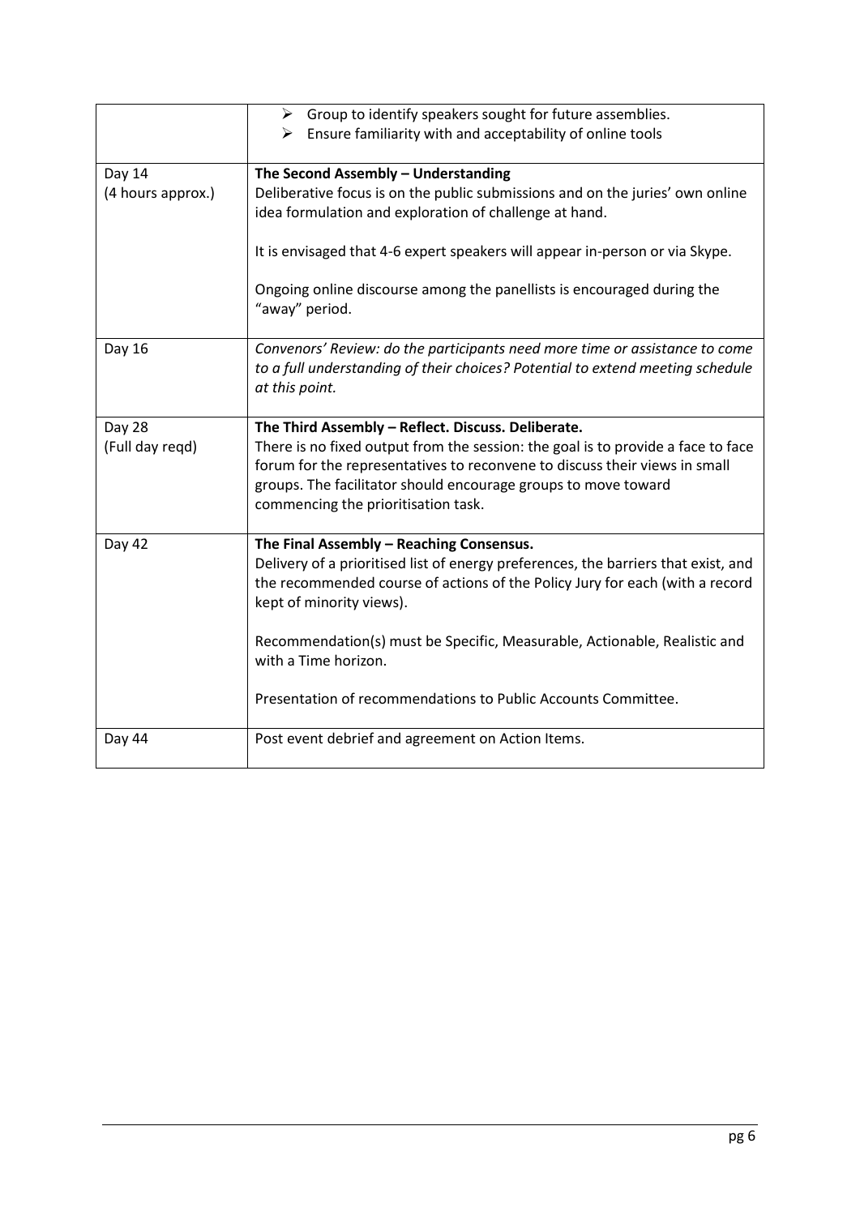| | |
|---|---|
| | ➢ Group to identify speakers sought for future assemblies.<br>➢ Ensure familiarity with and acceptability of online tools |
| Day 14<br>(4 hours approx.) | **The Second Assembly – Understanding**<br>Deliberative focus is on the public submissions and on the juries' own online idea formulation and exploration of challenge at hand.<br><br>It is envisaged that 4-6 expert speakers will appear in-person or via Skype.<br><br>Ongoing online discourse among the panellists is encouraged during the "away" period. |
| Day 16 | *Convenors' Review: do the participants need more time or assistance to come to a full understanding of their choices? Potential to extend meeting schedule at this point.* |
| Day 28<br>(Full day reqd) | **The Third Assembly – Reflect. Discuss. Deliberate.**<br>There is no fixed output from the session: the goal is to provide a face to face forum for the representatives to reconvene to discuss their views in small groups. The facilitator should encourage groups to move toward commencing the prioritisation task. |
| Day 42 | **The Final Assembly – Reaching Consensus.**<br>Delivery of a prioritised list of energy preferences, the barriers that exist, and the recommended course of actions of the Policy Jury for each (with a record kept of minority views).<br><br>Recommendation(s) must be Specific, Measurable, Actionable, Realistic and with a Time horizon.<br><br>Presentation of recommendations to Public Accounts Committee. |
| Day 44 | Post event debrief and agreement on Action Items. |